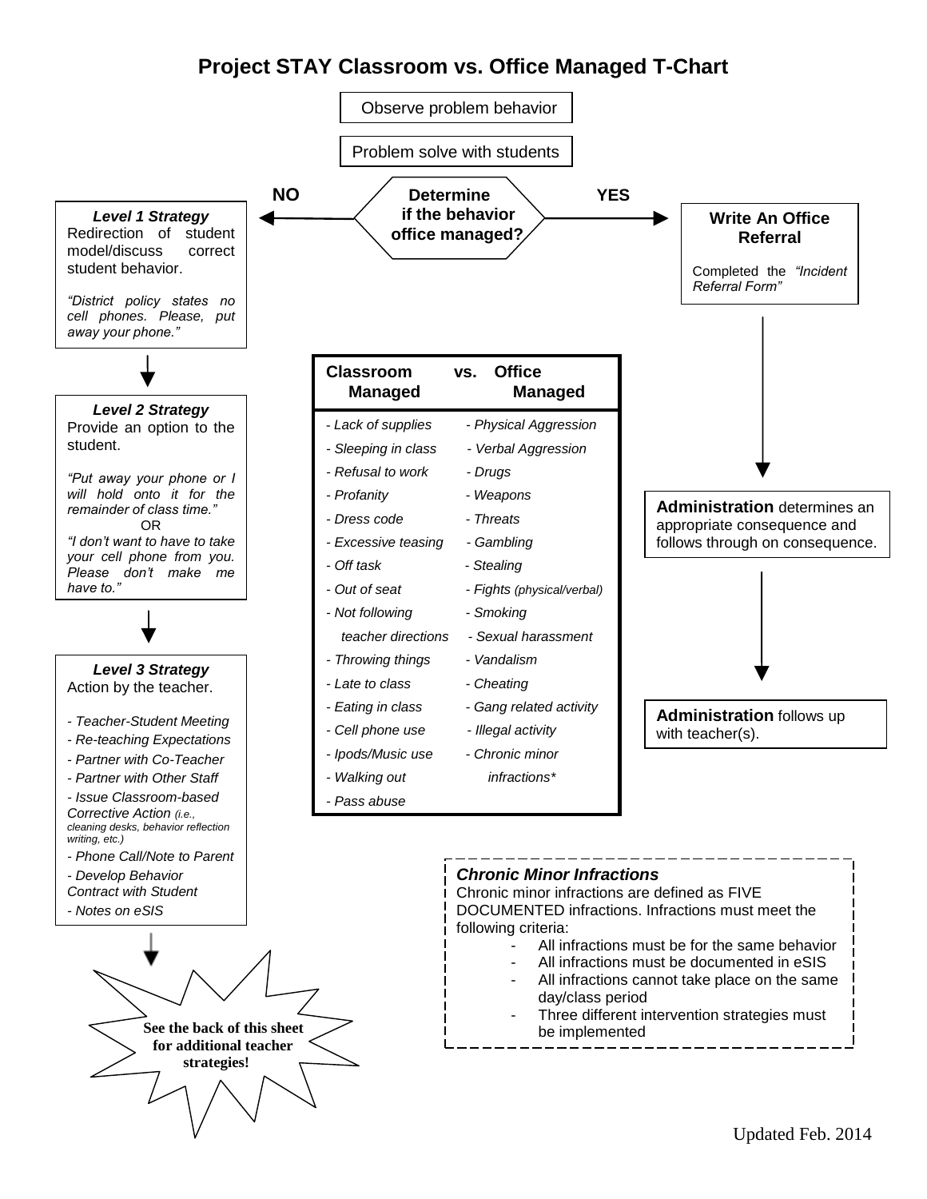# Project STAY Classroom vs. Office Managed T-Chart

Observe problem behavior

Problem solve with students

**Determine if the behavior office managed?**

**NO** → Level 1 Strategy

**YES** → Write An Office Referral

### *Level 1 Strategy*

Redirection of student model/discuss correct student behavior.

*"District policy states no cell phones. Please, put away your phone."*

↓

### *Level 2 Strategy*

Provide an option to the student.

*"Put away your phone or I will hold onto it for the remainder of class time."*

OR

*"I don't want to have to take your cell phone from you. Please don't make me have to."*

↓

### *Level 3 Strategy*

Action by the teacher.

- *Teacher-Student Meeting*
- *Re-teaching Expectations*
- *Partner with Co-Teacher*
- *Partner with Other Staff*
- *Issue Classroom-based Corrective Action (i.e., cleaning desks, behavior reflection writing, etc.)*
- *Phone Call/Note to Parent*
- *Develop Behavior Contract with Student*
- *Notes on eSIS*

↓

**See the back of this sheet for additional teacher strategies!**

### Write An Office Referral

Completed the *"Incident Referral Form"*

↓

**Administration** determines an appropriate consequence and follows through on consequence.

↓

**Administration** follows up with teacher(s).

| Classroom Managed | vs. Office Managed |
|---|---|
| - *Lack of supplies* | - *Physical Aggression* |
| - *Sleeping in class* | - *Verbal Aggression* |
| - *Refusal to work* | - *Drugs* |
| - *Profanity* | - *Weapons* |
| - *Dress code* | - *Threats* |
| - *Excessive teasing* | - *Gambling* |
| - *Off task* | - *Stealing* |
| - *Out of seat* | - *Fights (physical/verbal)* |
| - *Not following teacher directions* | - *Smoking* |
| | - *Sexual harassment* |
| - *Throwing things* | - *Vandalism* |
| - *Late to class* | - *Cheating* |
| - *Eating in class* | - *Gang related activity* |
| - *Cell phone use* | - *Illegal activity* |
| - *Ipods/Music use* | - *Chronic minor infractions\** |
| - *Walking out* | |
| - *Pass abuse* | |

### *Chronic Minor Infractions*

Chronic minor infractions are defined as FIVE DOCUMENTED infractions. Infractions must meet the following criteria:

- All infractions must be for the same behavior
- All infractions must be documented in eSIS
- All infractions cannot take place on the same day/class period
- Three different intervention strategies must be implemented

Updated Feb. 2014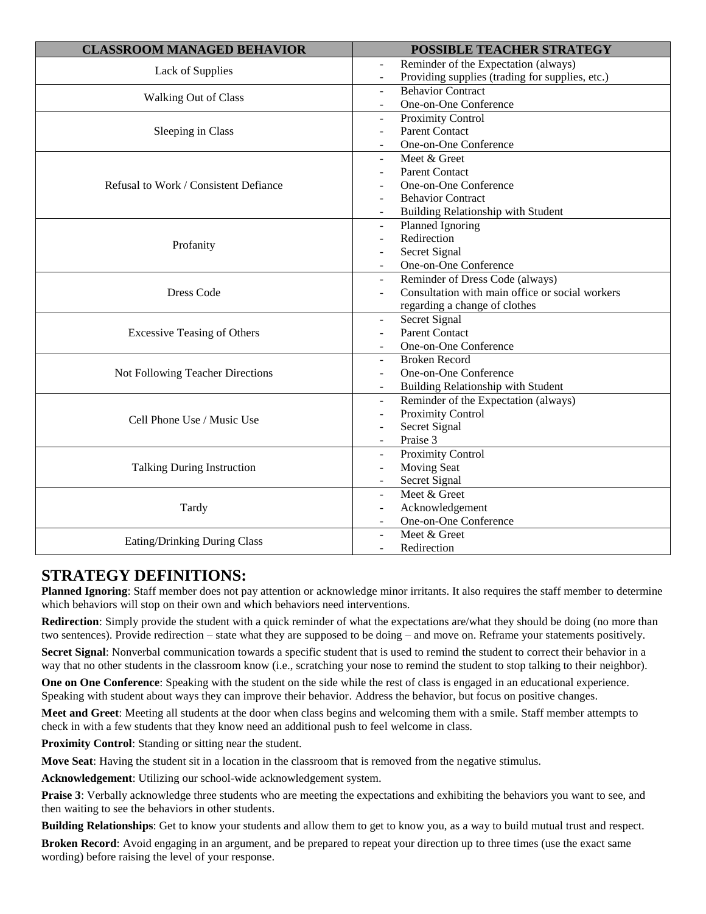| CLASSROOM MANAGED BEHAVIOR | POSSIBLE TEACHER STRATEGY |
|---|---|
| Lack of Supplies | - Reminder of the Expectation (always)<br>- Providing supplies (trading for supplies, etc.) |
| Walking Out of Class | - Behavior Contract<br>- One-on-One Conference |
| Sleeping in Class | - Proximity Control<br>- Parent Contact<br>- One-on-One Conference |
| Refusal to Work / Consistent Defiance | - Meet & Greet<br>- Parent Contact<br>- One-on-One Conference<br>- Behavior Contract<br>- Building Relationship with Student |
| Profanity | - Planned Ignoring<br>- Redirection<br>- Secret Signal<br>- One-on-One Conference |
| Dress Code | - Reminder of Dress Code (always)<br>- Consultation with main office or social workers regarding a change of clothes |
| Excessive Teasing of Others | - Secret Signal<br>- Parent Contact<br>- One-on-One Conference |
| Not Following Teacher Directions | - Broken Record<br>- One-on-One Conference<br>- Building Relationship with Student |
| Cell Phone Use / Music Use | - Reminder of the Expectation (always)<br>- Proximity Control<br>- Secret Signal<br>- Praise 3 |
| Talking During Instruction | - Proximity Control<br>- Moving Seat<br>- Secret Signal |
| Tardy | - Meet & Greet<br>- Acknowledgement<br>- One-on-One Conference |
| Eating/Drinking During Class | - Meet & Greet<br>- Redirection |

## STRATEGY DEFINITIONS:

**Planned Ignoring**: Staff member does not pay attention or acknowledge minor irritants. It also requires the staff member to determine which behaviors will stop on their own and which behaviors need interventions.

**Redirection**: Simply provide the student with a quick reminder of what the expectations are/what they should be doing (no more than two sentences). Provide redirection – state what they are supposed to be doing – and move on. Reframe your statements positively.

**Secret Signal**: Nonverbal communication towards a specific student that is used to remind the student to correct their behavior in a way that no other students in the classroom know (i.e., scratching your nose to remind the student to stop talking to their neighbor).

**One on One Conference**: Speaking with the student on the side while the rest of class is engaged in an educational experience. Speaking with student about ways they can improve their behavior. Address the behavior, but focus on positive changes.

**Meet and Greet**: Meeting all students at the door when class begins and welcoming them with a smile. Staff member attempts to check in with a few students that they know need an additional push to feel welcome in class.

**Proximity Control**: Standing or sitting near the student.

**Move Seat**: Having the student sit in a location in the classroom that is removed from the negative stimulus.

**Acknowledgement**: Utilizing our school-wide acknowledgement system.

**Praise 3**: Verbally acknowledge three students who are meeting the expectations and exhibiting the behaviors you want to see, and then waiting to see the behaviors in other students.

**Building Relationships**: Get to know your students and allow them to get to know you, as a way to build mutual trust and respect.

**Broken Record**: Avoid engaging in an argument, and be prepared to repeat your direction up to three times (use the exact same wording) before raising the level of your response.